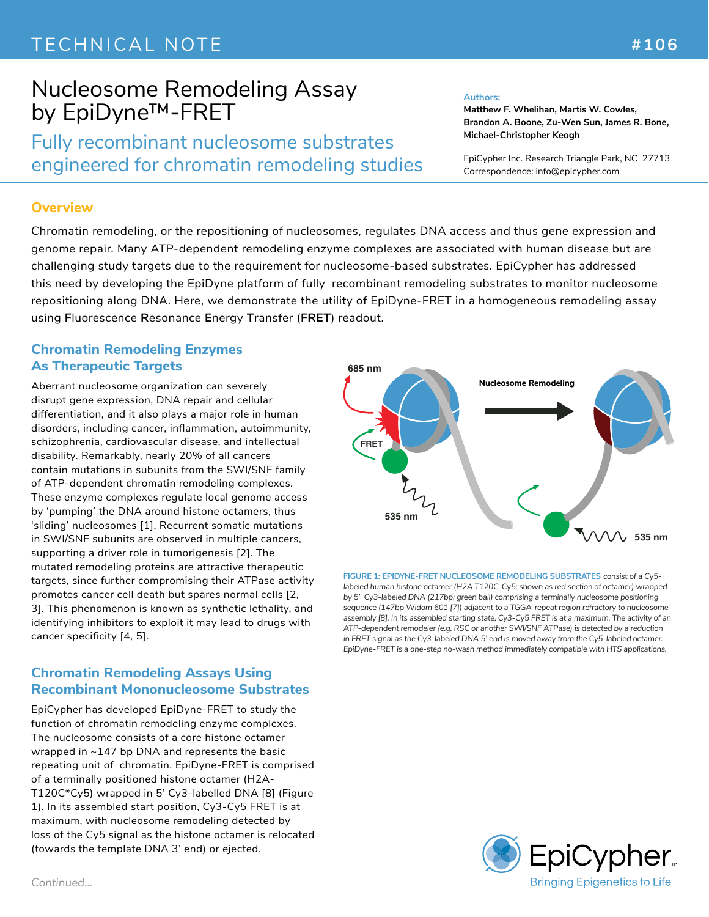TECHNICAL NOTE

#106

# Nucleosome Remodeling Assay by EpiDyne™-FRET

## Fully recombinant nucleosome substrates engineered for chromatin remodeling studies

**Authors:**
**Matthew F. Whelihan, Martis W. Cowles, Brandon A. Boone, Zu-Wen Sun, James R. Bone, Michael-Christopher Keogh**

EpiCypher Inc. Research Triangle Park, NC 27713
Correspondence: info@epicypher.com

## Overview

Chromatin remodeling, or the repositioning of nucleosomes, regulates DNA access and thus gene expression and genome repair. Many ATP-dependent remodeling enzyme complexes are associated with human disease but are challenging study targets due to the requirement for nucleosome-based substrates. EpiCypher has addressed this need by developing the EpiDyne platform of fully recombinant remodeling substrates to monitor nucleosome repositioning along DNA. Here, we demonstrate the utility of EpiDyne-FRET in a homogeneous remodeling assay using **F**luorescence **R**esonance **E**nergy **T**ransfer (**FRET**) readout.

## Chromatin Remodeling Enzymes As Therapeutic Targets

Aberrant nucleosome organization can severely disrupt gene expression, DNA repair and cellular differentiation, and it also plays a major role in human disorders, including cancer, inflammation, autoimmunity, schizophrenia, cardiovascular disease, and intellectual disability. Remarkably, nearly 20% of all cancers contain mutations in subunits from the SWI/SNF family of ATP-dependent chromatin remodeling complexes. These enzyme complexes regulate local genome access by 'pumping' the DNA around histone octamers, thus 'sliding' nucleosomes [1]. Recurrent somatic mutations in SWI/SNF subunits are observed in multiple cancers, supporting a driver role in tumorigenesis [2]. The mutated remodeling proteins are attractive therapeutic targets, since further compromising their ATPase activity promotes cancer cell death but spares normal cells [2, 3]. This phenomenon is known as synthetic lethality, and identifying inhibitors to exploit it may lead to drugs with cancer specificity [4, 5].

## Chromatin Remodeling Assays Using Recombinant Mononucleosome Substrates

EpiCypher has developed EpiDyne-FRET to study the function of chromatin remodeling enzyme complexes. The nucleosome consists of a core histone octamer wrapped in ~147 bp DNA and represents the basic repeating unit of chromatin. EpiDyne-FRET is comprised of a terminally positioned histone octamer (H2A-T120C*Cy5) wrapped in 5' Cy3-labelled DNA [8] (Figure 1). In its assembled start position, Cy3-Cy5 FRET is at maximum, with nucleosome remodeling detected by loss of the Cy5 signal as the histone octamer is relocated (towards the template DNA 3' end) or ejected.

685 nm — FRET — 535 nm — Nucleosome Remodeling — 535 nm

**FIGURE 1: EPIDYNE-FRET NUCLEOSOME REMODELING SUBSTRATES** *consist of a Cy5-labeled human histone octamer (H2A T120C-Cy5; shown as red section of octamer) wrapped by 5' Cy3-labeled DNA (217bp; green ball) comprising a terminally nucleosome positioning sequence (147bp Widom 601 [7]) adjacent to a TGGA-repeat region refractory to nucleosome assembly [8]. In its assembled starting state, Cy3-Cy5 FRET is at a maximum. The activity of an ATP-dependent remodeler (e.g. RSC or another SWI/SNF ATPase) is detected by a reduction in FRET signal as the Cy3-labeled DNA 5' end is moved away from the Cy5-labeled octamer. EpiDyne-FRET is a one-step no-wash method immediately compatible with HTS applications.*

EpiCypher™
Bringing Epigenetics to Life

*Continued...*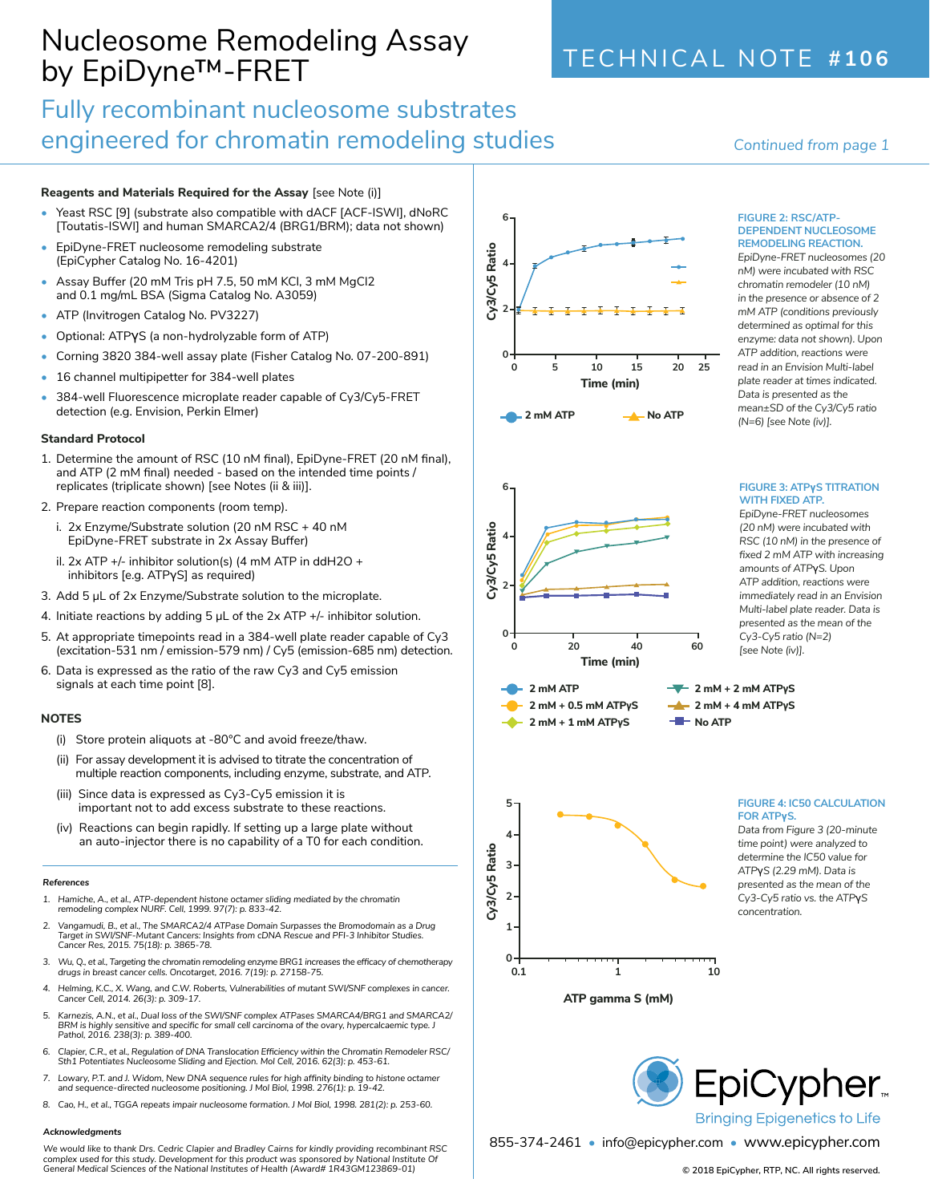# Nucleosome Remodeling Assay by EpiDyne™-FRET

## Fully recombinant nucleosome substrates engineered for chromatin remodeling studies

TECHNICAL NOTE **#106**

*Continued from page 1*

**Reagents and Materials Required for the Assay** [see Note (i)]

- Yeast RSC [9] (substrate also compatible with dACF [ACF-ISWI], dNoRC [Toutatis-ISWI] and human SMARCA2/4 (BRG1/BRM); data not shown)
- EpiDyne-FRET nucleosome remodeling substrate (EpiCypher Catalog No. 16-4201)
- Assay Buffer (20 mM Tris pH 7.5, 50 mM KCl, 3 mM MgCl2 and 0.1 mg/mL BSA (Sigma Catalog No. A3059)
- ATP (Invitrogen Catalog No. PV3227)
- Optional: ATPγS (a non-hydrolyzable form of ATP)
- Corning 3820 384-well assay plate (Fisher Catalog No. 07-200-891)
- 16 channel multipipetter for 384-well plates
- 384-well Fluorescence microplate reader capable of Cy3/Cy5-FRET detection (e.g. Envision, Perkin Elmer)

**Standard Protocol**

1. Determine the amount of RSC (10 nM final), EpiDyne-FRET (20 nM final), and ATP (2 mM final) needed - based on the intended time points / replicates (triplicate shown) [see Notes (ii & iii)].
2. Prepare reaction components (room temp).
   i. 2x Enzyme/Substrate solution (20 nM RSC + 40 nM EpiDyne-FRET substrate in 2x Assay Buffer)
   ii. 2x ATP +/- inhibitor solution(s) (4 mM ATP in ddH2O + inhibitors [e.g. ATPγS] as required)
3. Add 5 µL of 2x Enzyme/Substrate solution to the microplate.
4. Initiate reactions by adding 5 µL of the 2x ATP +/- inhibitor solution.
5. At appropriate timepoints read in a 384-well plate reader capable of Cy3 (excitation-531 nm / emission-579 nm) / Cy5 (emission-685 nm) detection.
6. Data is expressed as the ratio of the raw Cy3 and Cy5 emission signals at each time point [8].

**NOTES**

(i) Store protein aliquots at -80°C and avoid freeze/thaw.

(ii) For assay development it is advised to titrate the concentration of multiple reaction components, including enzyme, substrate, and ATP.

(iii) Since data is expressed as Cy3-Cy5 emission it is important not to add excess substrate to these reactions.

(iv) Reactions can begin rapidly. If setting up a large plate without an auto-injector there is no capability of a T0 for each condition.

Cy3/Cy5 Ratio
Time (min)
2 mM ATP
No ATP

**FIGURE 2: RSC/ATP-DEPENDENT NUCLEOSOME REMODELING REACTION.** *EpiDyne-FRET nucleosomes (20 nM) were incubated with RSC chromatin remodeler (10 nM) in the presence or absence of 2 mM ATP (conditions previously determined as optimal for this enzyme: data not shown). Upon ATP addition, reactions were read in an Envision Multi-label plate reader at times indicated. Data is presented as the mean±SD of the Cy3/Cy5 ratio (N=6) [see Note (iv)].*

Cy3/Cy5 Ratio
Time (min)
2 mM ATP
2 mM + 0.5 mM ATPγS
2 mM + 1 mM ATPγS
2 mM + 2 mM ATPγS
2 mM + 4 mM ATPγS
No ATP

**FIGURE 3: ATPγS TITRATION WITH FIXED ATP.** *EpiDyne-FRET nucleosomes (20 nM) were incubated with RSC (10 nM) in the presence of fixed 2 mM ATP with increasing amounts of ATPγS. Upon ATP addition, reactions were immediately read in an Envision Multi-label plate reader. Data is presented as the mean of the Cy3-Cy5 ratio (N=2) [see Note (iv)].*

Cy3/Cy5 Ratio
ATP gamma S (mM)

**FIGURE 4: IC50 CALCULATION FOR ATPγS.** *Data from Figure 3 (20-minute time point) were analyzed to determine the IC50 value for ATPγS (2.29 mM). Data is presented as the mean of the Cy3-Cy5 ratio vs. the ATPγS concentration.*

**References**

1. Hamiche, A., et al., ATP-dependent histone octamer sliding mediated by the chromatin remodeling complex NURF. Cell, 1999. 97(7): p. 833-42.
2. Vangamudi, B., et al., The SMARCA2/4 ATPase Domain Surpasses the Bromodomain as a Drug Target in SWI/SNF-Mutant Cancers: Insights from cDNA Rescue and PFI-3 Inhibitor Studies. Cancer Res, 2015. 75(18): p. 3865-78.
3. Wu, Q., et al., Targeting the chromatin remodeling enzyme BRG1 increases the efficacy of chemotherapy drugs in breast cancer cells. Oncotarget, 2016. 7(19): p. 27158-75.
4. Helming, K.C., X. Wang, and C.W. Roberts, Vulnerabilities of mutant SWI/SNF complexes in cancer. Cancer Cell, 2014. 26(3): p. 309-17.
5. Karnezis, A.N., et al., Dual loss of the SWI/SNF complex ATPases SMARCA4/BRG1 and SMARCA2/BRM is highly sensitive and specific for small cell carcinoma of the ovary, hypercalcaemic type. J Pathol, 2016. 238(3): p. 389-400.
6. Clapier, C.R., et al., Regulation of DNA Translocation Efficiency within the Chromatin Remodeler RSC/Sth1 Potentiates Nucleosome Sliding and Ejection. Mol Cell, 2016. 62(3): p. 453-61.
7. Lowary, P.T. and J. Widom, New DNA sequence rules for high affinity binding to histone octamer and sequence-directed nucleosome positioning. J Mol Biol, 1998. 276(1): p. 19-42.
8. Cao, H., et al., TGGA repeats impair nucleosome formation. J Mol Biol, 1998. 281(2): p. 253-60.

**Acknowledgments**

We would like to thank Drs. Cedric Clapier and Bradley Cairns for kindly providing recombinant RSC complex used for this study. Development for this product was sponsored by National Institute Of General Medical Sciences of the National Institutes of Health (Award# 1R43GM123869-01)

EpiCypher™
Bringing Epigenetics to Life

855-374-2461 • info@epicypher.com • www.epicypher.com

© 2018 EpiCypher, RTP, NC. All rights reserved.